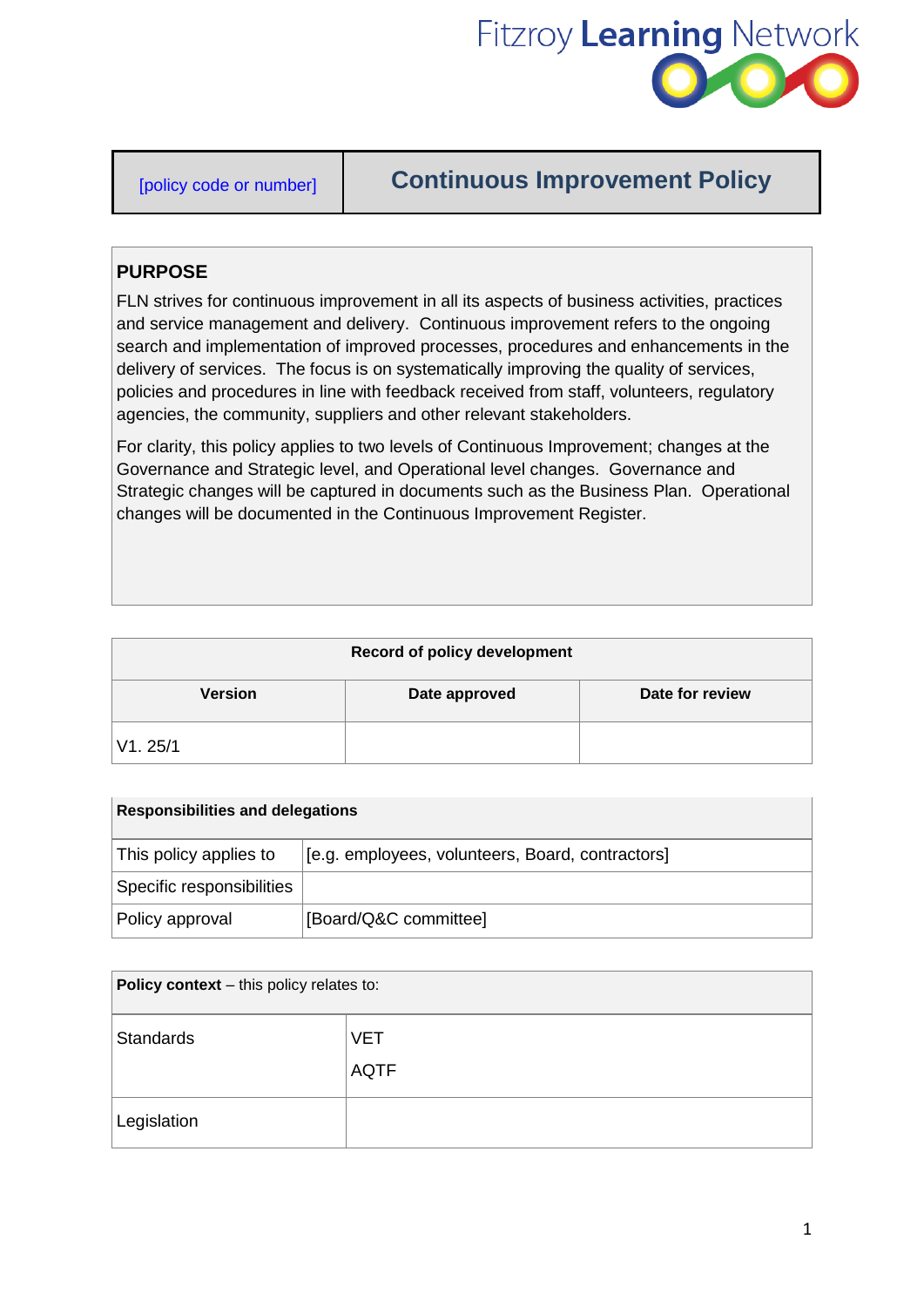Fitzroy Learning Network

| [policy code or number] | Continuous Improvement Policy |
|---|---|

## PURPOSE

FLN strives for continuous improvement in all its aspects of business activities, practices and service management and delivery. Continuous improvement refers to the ongoing search and implementation of improved processes, procedures and enhancements in the delivery of services. The focus is on systematically improving the quality of services, policies and procedures in line with feedback received from staff, volunteers, regulatory agencies, the community, suppliers and other relevant stakeholders.

For clarity, this policy applies to two levels of Continuous Improvement; changes at the Governance and Strategic level, and Operational level changes. Governance and Strategic changes will be captured in documents such as the Business Plan. Operational changes will be documented in the Continuous Improvement Register.

| Record of policy development | | |
|---|---|---|
| **Version** | **Date approved** | **Date for review** |
| V1. 25/1 | | |

| **Responsibilities and delegations** | |
|---|---|
| This policy applies to | [e.g. employees, volunteers, Board, contractors] |
| Specific responsibilities | |
| Policy approval | [Board/Q&C committee] |

| **Policy context** – this policy relates to: | |
|---|---|
| Standards | VET<br>AQTF |
| Legislation | |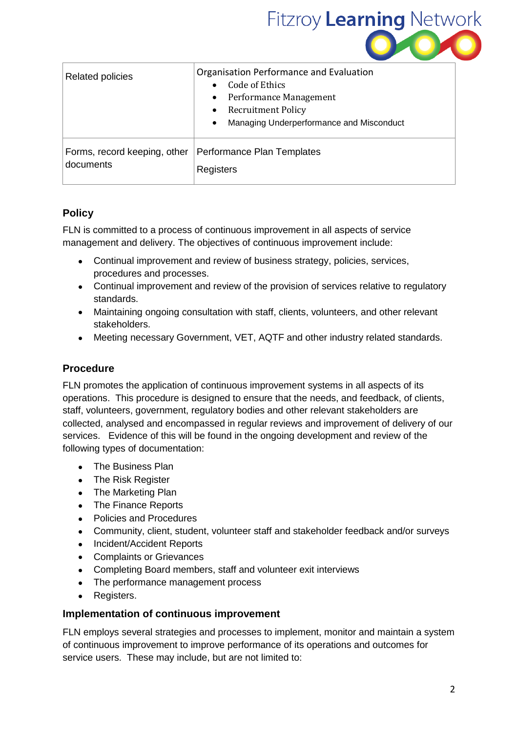| Related policies | Organisation Performance and Evaluation<br>• Code of Ethics<br>• Performance Management<br>• Recruitment Policy<br>• Managing Underperformance and Misconduct |
|---|---|
| Forms, record keeping, other documents | Performance Plan Templates<br><br>Registers |

## Policy

FLN is committed to a process of continuous improvement in all aspects of service management and delivery. The objectives of continuous improvement include:

- Continual improvement and review of business strategy, policies, services, procedures and processes.
- Continual improvement and review of the provision of services relative to regulatory standards.
- Maintaining ongoing consultation with staff, clients, volunteers, and other relevant stakeholders.
- Meeting necessary Government, VET, AQTF and other industry related standards.

## Procedure

FLN promotes the application of continuous improvement systems in all aspects of its operations. This procedure is designed to ensure that the needs, and feedback, of clients, staff, volunteers, government, regulatory bodies and other relevant stakeholders are collected, analysed and encompassed in regular reviews and improvement of delivery of our services. Evidence of this will be found in the ongoing development and review of the following types of documentation:

- The Business Plan
- The Risk Register
- The Marketing Plan
- The Finance Reports
- Policies and Procedures
- Community, client, student, volunteer staff and stakeholder feedback and/or surveys
- Incident/Accident Reports
- Complaints or Grievances
- Completing Board members, staff and volunteer exit interviews
- The performance management process
- Registers.

### Implementation of continuous improvement

FLN employs several strategies and processes to implement, monitor and maintain a system of continuous improvement to improve performance of its operations and outcomes for service users. These may include, but are not limited to: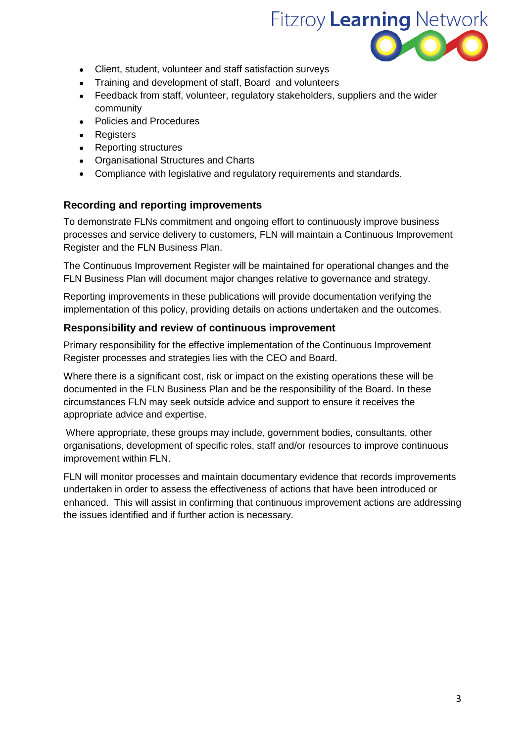- Client, student, volunteer and staff satisfaction surveys
- Training and development of staff, Board and volunteers
- Feedback from staff, volunteer, regulatory stakeholders, suppliers and the wider community
- Policies and Procedures
- Registers
- Reporting structures
- Organisational Structures and Charts
- Compliance with legislative and regulatory requirements and standards.

### Recording and reporting improvements

To demonstrate FLNs commitment and ongoing effort to continuously improve business processes and service delivery to customers, FLN will maintain a Continuous Improvement Register and the FLN Business Plan.

The Continuous Improvement Register will be maintained for operational changes and the FLN Business Plan will document major changes relative to governance and strategy.

Reporting improvements in these publications will provide documentation verifying the implementation of this policy, providing details on actions undertaken and the outcomes.

### Responsibility and review of continuous improvement

Primary responsibility for the effective implementation of the Continuous Improvement Register processes and strategies lies with the CEO and Board.

Where there is a significant cost, risk or impact on the existing operations these will be documented in the FLN Business Plan and be the responsibility of the Board. In these circumstances FLN may seek outside advice and support to ensure it receives the appropriate advice and expertise.

Where appropriate, these groups may include, government bodies, consultants, other organisations, development of specific roles, staff and/or resources to improve continuous improvement within FLN.

FLN will monitor processes and maintain documentary evidence that records improvements undertaken in order to assess the effectiveness of actions that have been introduced or enhanced. This will assist in confirming that continuous improvement actions are addressing the issues identified and if further action is necessary.